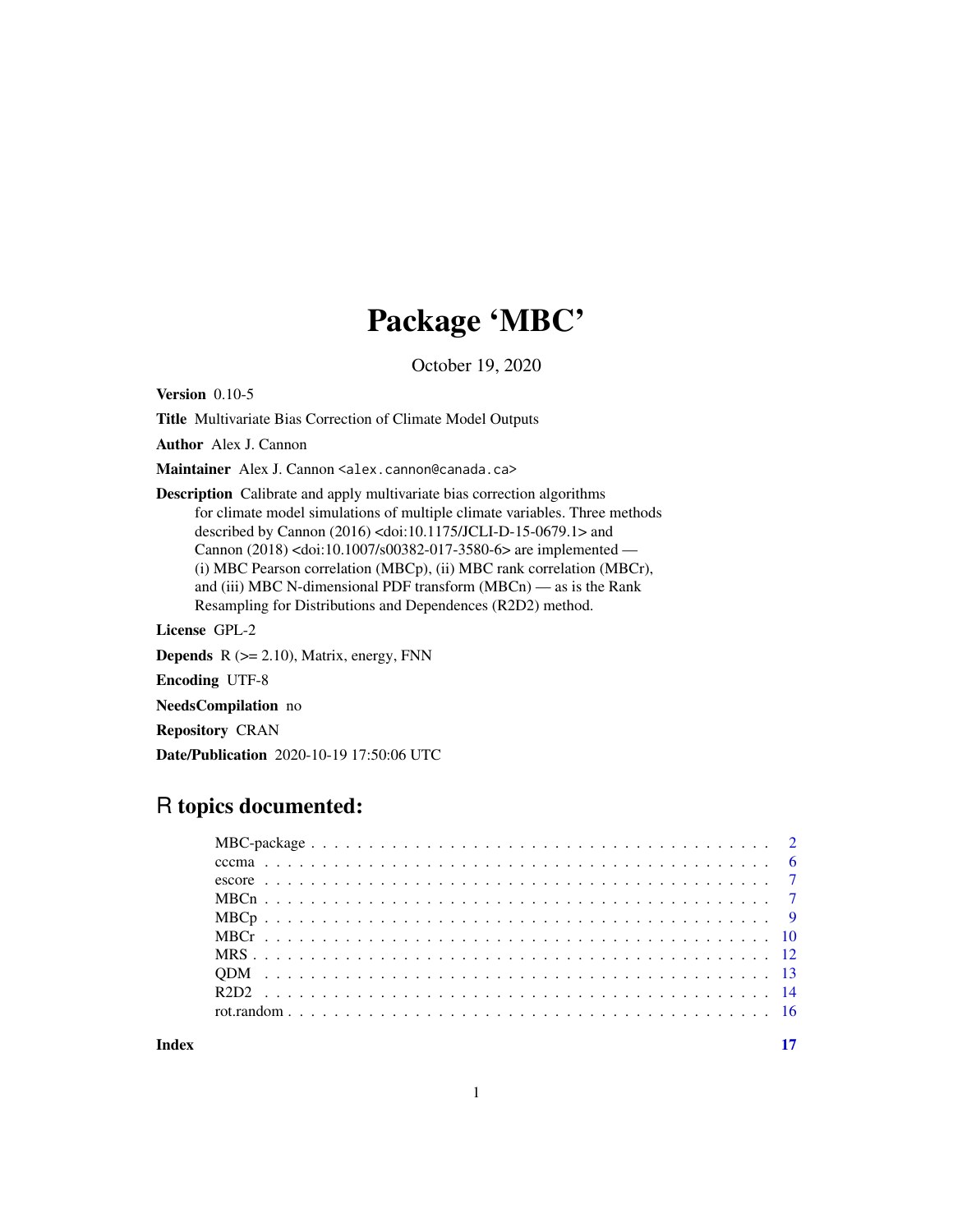# Package 'MBC'

October 19, 2020

**Version** 0.10-5

**Title** Multivariate Bias Correction of Climate Model Outputs

**Author** Alex J. Cannon

**Maintainer** Alex J. Cannon <alex.cannon@canada.ca>

**Description** Calibrate and apply multivariate bias correction algorithms for climate model simulations of multiple climate variables. Three methods described by Cannon (2016) <doi:10.1175/JCLI-D-15-0679.1> and Cannon (2018) <doi:10.1007/s00382-017-3580-6> are implemented — (i) MBC Pearson correlation (MBCp), (ii) MBC rank correlation (MBCr), and (iii) MBC N-dimensional PDF transform (MBCn) — as is the Rank Resampling for Distributions and Dependences (R2D2) method.

**License** GPL-2

**Depends** R (>= 2.10), Matrix, energy, FNN

**Encoding** UTF-8

**NeedsCompilation** no

**Repository** CRAN

**Date/Publication** 2020-10-19 17:50:06 UTC

## R topics documented:

| | |
|---|---|
| MBC-package | 2 |
| cccma | 6 |
| escore | 7 |
| MBCn | 7 |
| MBCp | 9 |
| MBCr | 10 |
| MRS | 12 |
| QDM | 13 |
| R2D2 | 14 |
| rot.random | 16 |
| **Index** | **17** |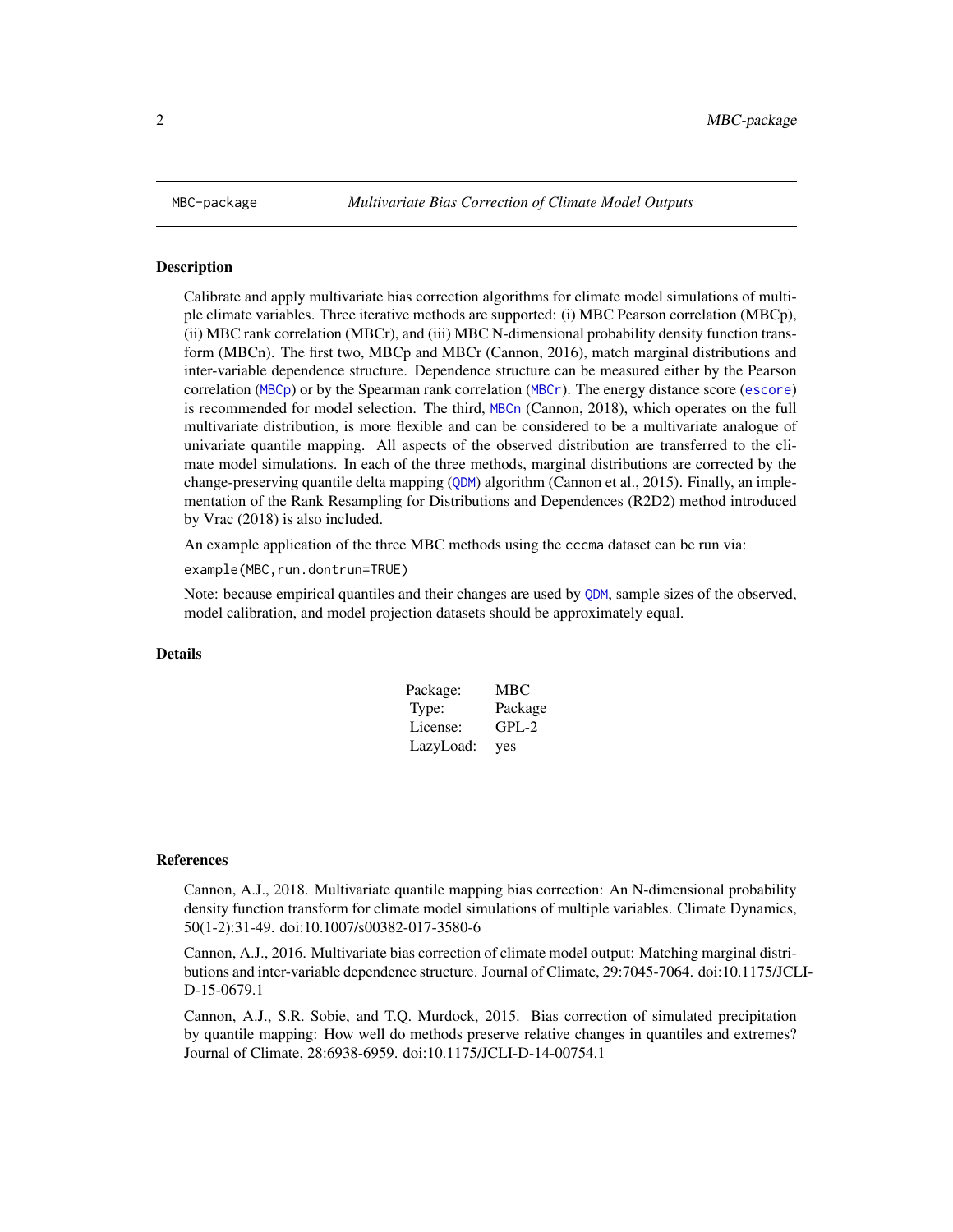MBC-package *Multivariate Bias Correction of Climate Model Outputs*

## Description

Calibrate and apply multivariate bias correction algorithms for climate model simulations of multiple climate variables. Three iterative methods are supported: (i) MBC Pearson correlation (MBCp), (ii) MBC rank correlation (MBCr), and (iii) MBC N-dimensional probability density function transform (MBCn). The first two, MBCp and MBCr (Cannon, 2016), match marginal distributions and inter-variable dependence structure. Dependence structure can be measured either by the Pearson correlation (`MBCp`) or by the Spearman rank correlation (`MBCr`). The energy distance score (`escore`) is recommended for model selection. The third, `MBCn` (Cannon, 2018), which operates on the full multivariate distribution, is more flexible and can be considered to be a multivariate analogue of univariate quantile mapping. All aspects of the observed distribution are transferred to the climate model simulations. In each of the three methods, marginal distributions are corrected by the change-preserving quantile delta mapping (`QDM`) algorithm (Cannon et al., 2015). Finally, an implementation of the Rank Resampling for Distributions and Dependences (R2D2) method introduced by Vrac (2018) is also included.

An example application of the three MBC methods using the `cccma` dataset can be run via:

```
example(MBC,run.dontrun=TRUE)
```

Note: because empirical quantiles and their changes are used by `QDM`, sample sizes of the observed, model calibration, and model projection datasets should be approximately equal.

## Details

| | |
|---|---|
| Package: | MBC |
| Type: | Package |
| License: | GPL-2 |
| LazyLoad: | yes |

## References

Cannon, A.J., 2018. Multivariate quantile mapping bias correction: An N-dimensional probability density function transform for climate model simulations of multiple variables. Climate Dynamics, 50(1-2):31-49. doi:10.1007/s00382-017-3580-6

Cannon, A.J., 2016. Multivariate bias correction of climate model output: Matching marginal distributions and inter-variable dependence structure. Journal of Climate, 29:7045-7064. doi:10.1175/JCLI-D-15-0679.1

Cannon, A.J., S.R. Sobie, and T.Q. Murdock, 2015. Bias correction of simulated precipitation by quantile mapping: How well do methods preserve relative changes in quantiles and extremes? Journal of Climate, 28:6938-6959. doi:10.1175/JCLI-D-14-00754.1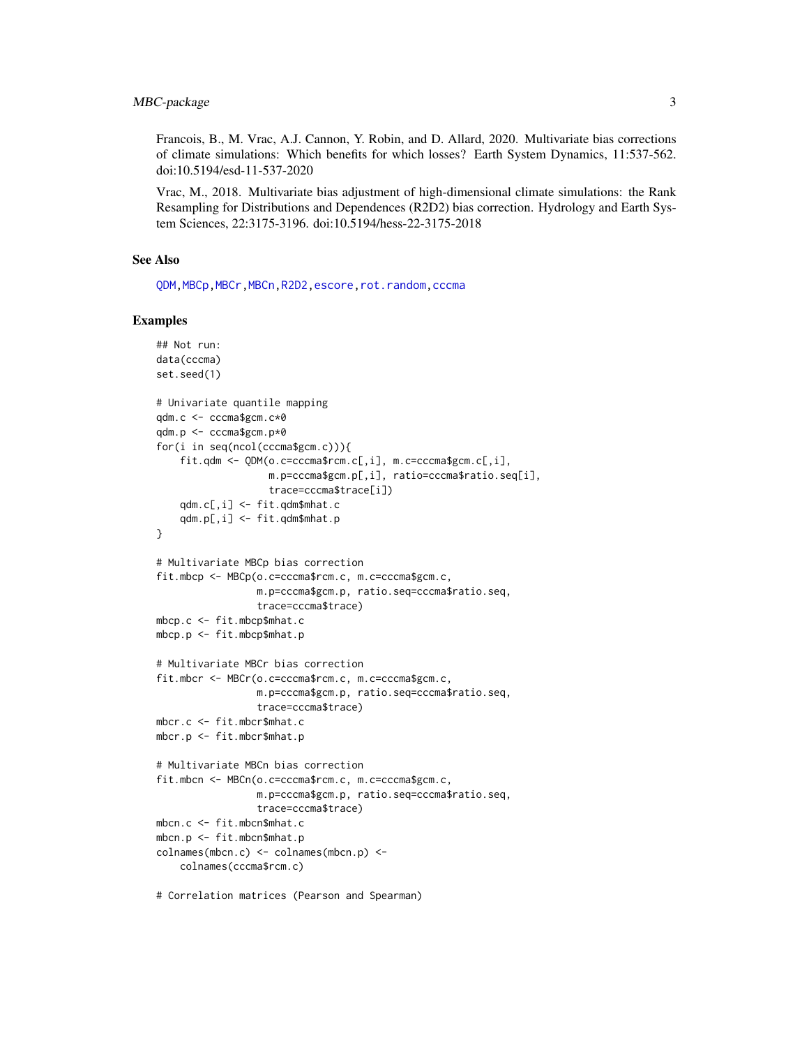Francois, B., M. Vrac, A.J. Cannon, Y. Robin, and D. Allard, 2020. Multivariate bias corrections of climate simulations: Which benefits for which losses? Earth System Dynamics, 11:537-562. doi:10.5194/esd-11-537-2020

Vrac, M., 2018. Multivariate bias adjustment of high-dimensional climate simulations: the Rank Resampling for Distributions and Dependences (R2D2) bias correction. Hydrology and Earth System Sciences, 22:3175-3196. doi:10.5194/hess-22-3175-2018

### See Also

QDM, MBCp, MBCr, MBCn, R2D2, escore, rot.random, cccma

### Examples

```
## Not run:
data(cccma)
set.seed(1)

# Univariate quantile mapping
qdm.c <- cccma$gcm.c*0
qdm.p <- cccma$gcm.p*0
for(i in seq(ncol(cccma$gcm.c))){
    fit.qdm <- QDM(o.c=cccma$rcm.c[,i], m.c=cccma$gcm.c[,i],
                   m.p=cccma$gcm.p[,i], ratio=cccma$ratio.seq[i],
                   trace=cccma$trace[i])
    qdm.c[,i] <- fit.qdm$mhat.c
    qdm.p[,i] <- fit.qdm$mhat.p
}

# Multivariate MBCp bias correction
fit.mbcp <- MBCp(o.c=cccma$rcm.c, m.c=cccma$gcm.c,
                 m.p=cccma$gcm.p, ratio.seq=cccma$ratio.seq,
                 trace=cccma$trace)
mbcp.c <- fit.mbcp$mhat.c
mbcp.p <- fit.mbcp$mhat.p

# Multivariate MBCr bias correction
fit.mbcr <- MBCr(o.c=cccma$rcm.c, m.c=cccma$gcm.c,
                 m.p=cccma$gcm.p, ratio.seq=cccma$ratio.seq,
                 trace=cccma$trace)
mbcr.c <- fit.mbcr$mhat.c
mbcr.p <- fit.mbcr$mhat.p

# Multivariate MBCn bias correction
fit.mbcn <- MBCn(o.c=cccma$rcm.c, m.c=cccma$gcm.c,
                 m.p=cccma$gcm.p, ratio.seq=cccma$ratio.seq,
                 trace=cccma$trace)
mbcn.c <- fit.mbcn$mhat.c
mbcn.p <- fit.mbcn$mhat.p
colnames(mbcn.c) <- colnames(mbcn.p) <-
    colnames(cccma$rcm.c)

# Correlation matrices (Pearson and Spearman)
```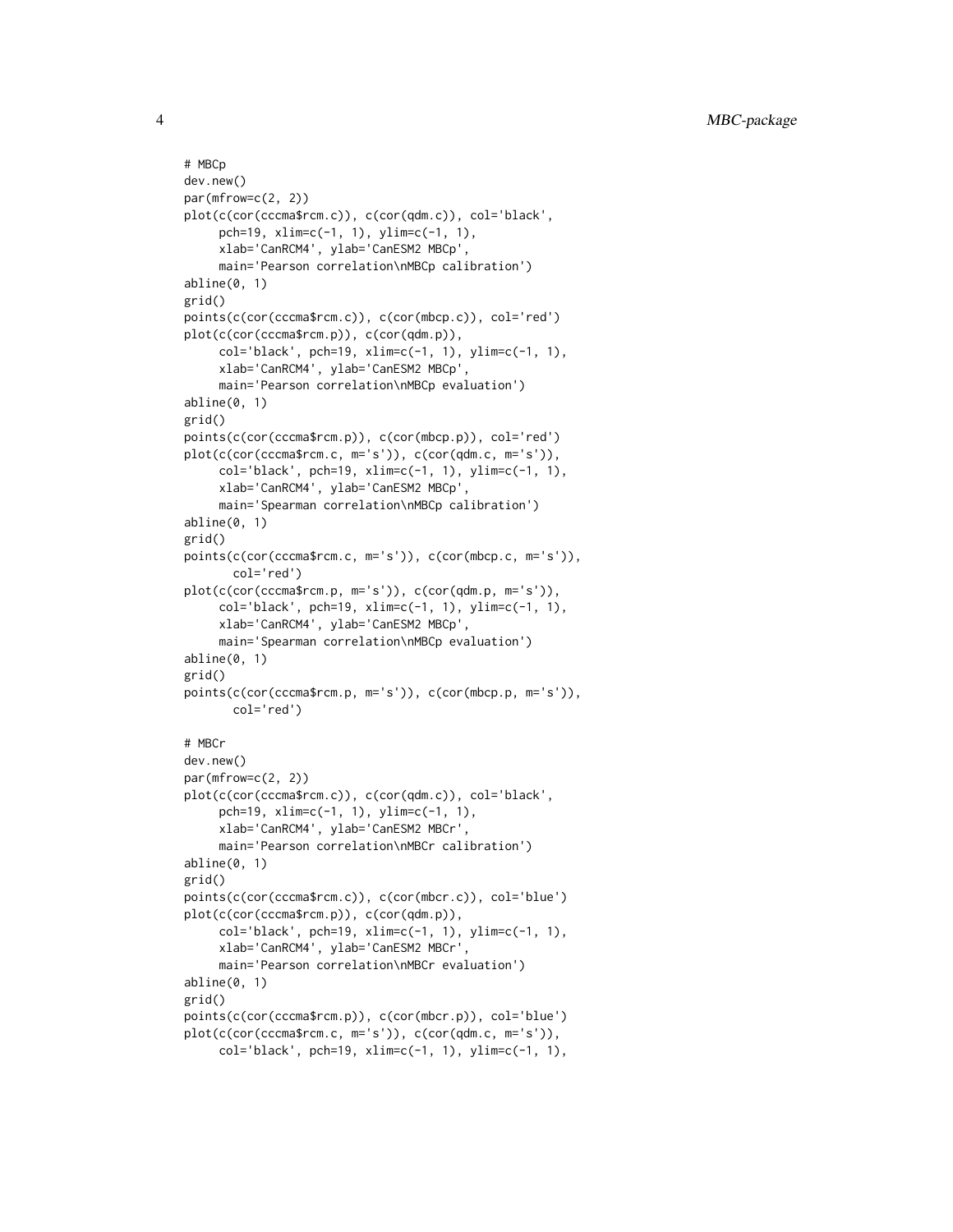```
# MBCp
dev.new()
par(mfrow=c(2, 2))
plot(c(cor(cccma$rcm.c)), c(cor(qdm.c)), col='black',
     pch=19, xlim=c(-1, 1), ylim=c(-1, 1),
     xlab='CanRCM4', ylab='CanESM2 MBCp',
     main='Pearson correlation\nMBCp calibration')
abline(0, 1)
grid()
points(c(cor(cccma$rcm.c)), c(cor(mbcp.c)), col='red')
plot(c(cor(cccma$rcm.p)), c(cor(qdm.p)),
     col='black', pch=19, xlim=c(-1, 1), ylim=c(-1, 1),
     xlab='CanRCM4', ylab='CanESM2 MBCp',
     main='Pearson correlation\nMBCp evaluation')
abline(0, 1)
grid()
points(c(cor(cccma$rcm.p)), c(cor(mbcp.p)), col='red')
plot(c(cor(cccma$rcm.c, m='s')), c(cor(qdm.c, m='s')),
     col='black', pch=19, xlim=c(-1, 1), ylim=c(-1, 1),
     xlab='CanRCM4', ylab='CanESM2 MBCp',
     main='Spearman correlation\nMBCp calibration')
abline(0, 1)
grid()
points(c(cor(cccma$rcm.c, m='s')), c(cor(mbcp.c, m='s')),
       col='red')
plot(c(cor(cccma$rcm.p, m='s')), c(cor(qdm.p, m='s')),
     col='black', pch=19, xlim=c(-1, 1), ylim=c(-1, 1),
     xlab='CanRCM4', ylab='CanESM2 MBCp',
     main='Spearman correlation\nMBCp evaluation')
abline(0, 1)
grid()
points(c(cor(cccma$rcm.p, m='s')), c(cor(mbcp.p, m='s')),
       col='red')

# MBCr
dev.new()
par(mfrow=c(2, 2))
plot(c(cor(cccma$rcm.c)), c(cor(qdm.c)), col='black',
     pch=19, xlim=c(-1, 1), ylim=c(-1, 1),
     xlab='CanRCM4', ylab='CanESM2 MBCr',
     main='Pearson correlation\nMBCr calibration')
abline(0, 1)
grid()
points(c(cor(cccma$rcm.c)), c(cor(mbcr.c)), col='blue')
plot(c(cor(cccma$rcm.p)), c(cor(qdm.p)),
     col='black', pch=19, xlim=c(-1, 1), ylim=c(-1, 1),
     xlab='CanRCM4', ylab='CanESM2 MBCr',
     main='Pearson correlation\nMBCr evaluation')
abline(0, 1)
grid()
points(c(cor(cccma$rcm.p)), c(cor(mbcr.p)), col='blue')
plot(c(cor(cccma$rcm.c, m='s')), c(cor(qdm.c, m='s')),
     col='black', pch=19, xlim=c(-1, 1), ylim=c(-1, 1),
```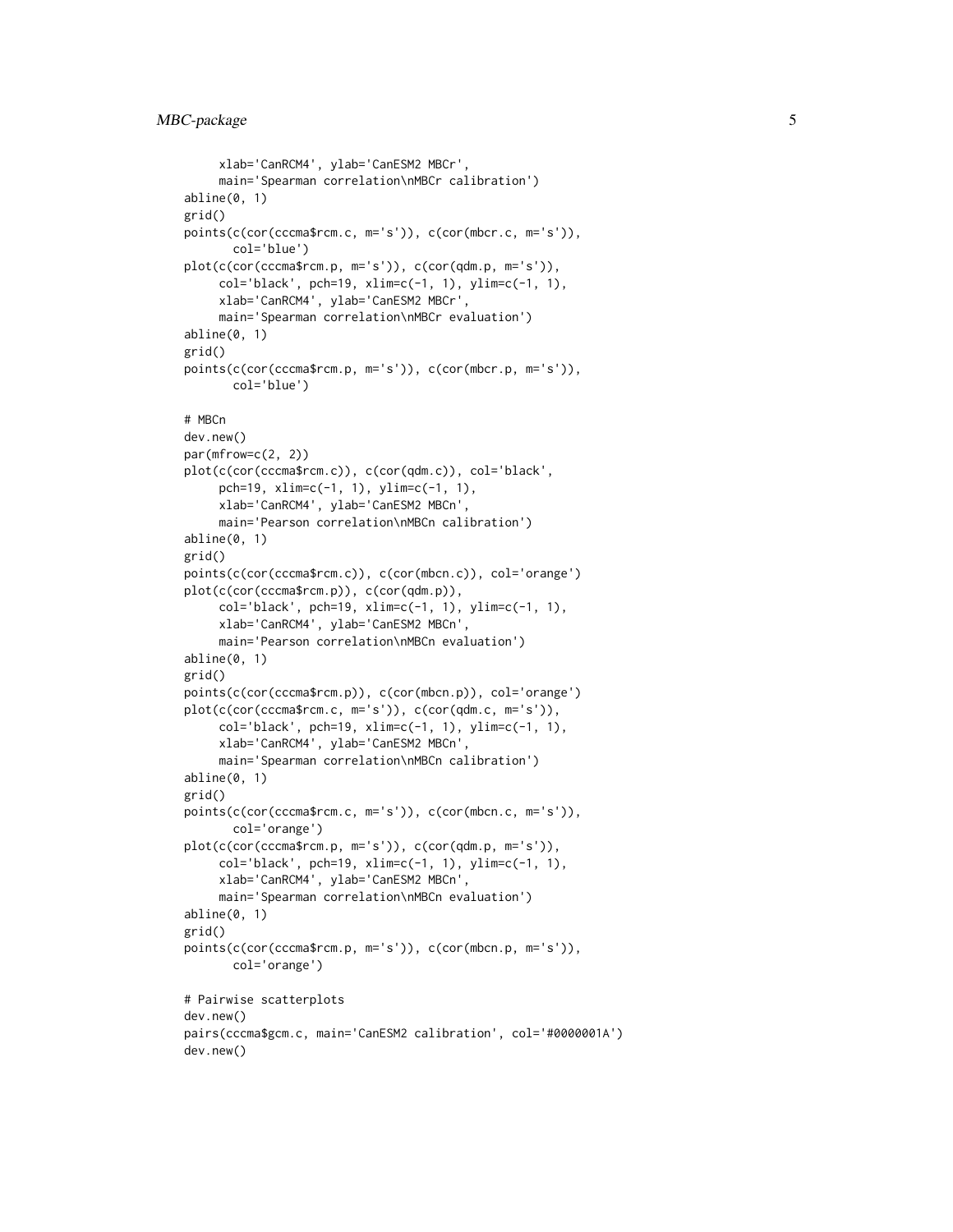```
     xlab='CanRCM4', ylab='CanESM2 MBCr',
     main='Spearman correlation\nMBCr calibration')
abline(0, 1)
grid()
points(c(cor(cccma$rcm.c, m='s')), c(cor(mbcr.c, m='s')),
       col='blue')
plot(c(cor(cccma$rcm.p, m='s')), c(cor(qdm.p, m='s')),
     col='black', pch=19, xlim=c(-1, 1), ylim=c(-1, 1),
     xlab='CanRCM4', ylab='CanESM2 MBCr',
     main='Spearman correlation\nMBCr evaluation')
abline(0, 1)
grid()
points(c(cor(cccma$rcm.p, m='s')), c(cor(mbcr.p, m='s')),
       col='blue')

# MBCn
dev.new()
par(mfrow=c(2, 2))
plot(c(cor(cccma$rcm.c)), c(cor(qdm.c)), col='black',
     pch=19, xlim=c(-1, 1), ylim=c(-1, 1),
     xlab='CanRCM4', ylab='CanESM2 MBCn',
     main='Pearson correlation\nMBCn calibration')
abline(0, 1)
grid()
points(c(cor(cccma$rcm.c)), c(cor(mbcn.c)), col='orange')
plot(c(cor(cccma$rcm.p)), c(cor(qdm.p)),
     col='black', pch=19, xlim=c(-1, 1), ylim=c(-1, 1),
     xlab='CanRCM4', ylab='CanESM2 MBCn',
     main='Pearson correlation\nMBCn evaluation')
abline(0, 1)
grid()
points(c(cor(cccma$rcm.p)), c(cor(mbcn.p)), col='orange')
plot(c(cor(cccma$rcm.c, m='s')), c(cor(qdm.c, m='s')),
     col='black', pch=19, xlim=c(-1, 1), ylim=c(-1, 1),
     xlab='CanRCM4', ylab='CanESM2 MBCn',
     main='Spearman correlation\nMBCn calibration')
abline(0, 1)
grid()
points(c(cor(cccma$rcm.c, m='s')), c(cor(mbcn.c, m='s')),
       col='orange')
plot(c(cor(cccma$rcm.p, m='s')), c(cor(qdm.p, m='s')),
     col='black', pch=19, xlim=c(-1, 1), ylim=c(-1, 1),
     xlab='CanRCM4', ylab='CanESM2 MBCn',
     main='Spearman correlation\nMBCn evaluation')
abline(0, 1)
grid()
points(c(cor(cccma$rcm.p, m='s')), c(cor(mbcn.p, m='s')),
       col='orange')

# Pairwise scatterplots
dev.new()
pairs(cccma$gcm.c, main='CanESM2 calibration', col='#0000001A')
dev.new()
```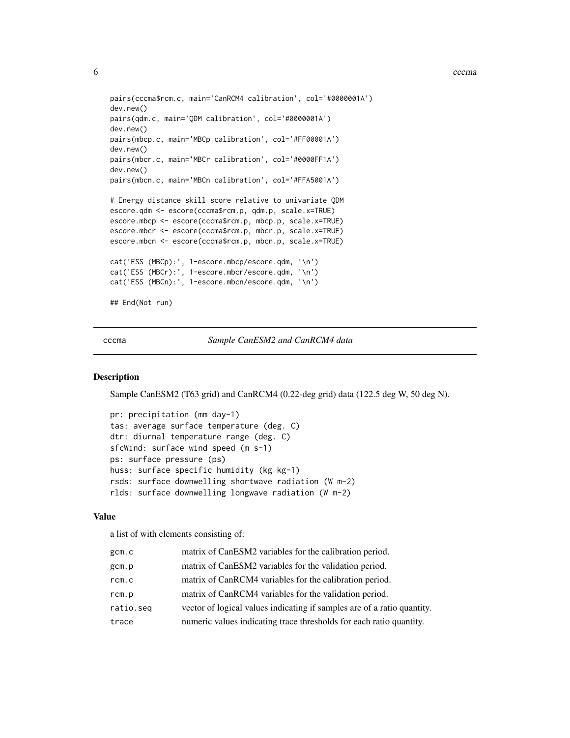```
pairs(cccma$rcm.c, main='CanRCM4 calibration', col='#0000001A')
dev.new()
pairs(qdm.c, main='QDM calibration', col='#0000001A')
dev.new()
pairs(mbcp.c, main='MBCp calibration', col='#FF00001A')
dev.new()
pairs(mbcr.c, main='MBCr calibration', col='#0000FF1A')
dev.new()
pairs(mbcn.c, main='MBCn calibration', col='#FFA5001A')

# Energy distance skill score relative to univariate QDM
escore.qdm <- escore(cccma$rcm.p, qdm.p, scale.x=TRUE)
escore.mbcp <- escore(cccma$rcm.p, mbcp.p, scale.x=TRUE)
escore.mbcr <- escore(cccma$rcm.p, mbcr.p, scale.x=TRUE)
escore.mbcn <- escore(cccma$rcm.p, mbcn.p, scale.x=TRUE)

cat('ESS (MBCp):', 1-escore.mbcp/escore.qdm, '\n')
cat('ESS (MBCr):', 1-escore.mbcr/escore.qdm, '\n')
cat('ESS (MBCn):', 1-escore.mbcn/escore.qdm, '\n')

## End(Not run)
```

## cccma — *Sample CanESM2 and CanRCM4 data*

### Description

Sample CanESM2 (T63 grid) and CanRCM4 (0.22-deg grid) data (122.5 deg W, 50 deg N).

```
pr: precipitation (mm day-1)
tas: average surface temperature (deg. C)
dtr: diurnal temperature range (deg. C)
sfcWind: surface wind speed (m s-1)
ps: surface pressure (ps)
huss: surface specific humidity (kg kg-1)
rsds: surface downwelling shortwave radiation (W m-2)
rlds: surface downwelling longwave radiation (W m-2)
```

### Value

a list of with elements consisting of:

| | |
|---|---|
| `gcm.c` | matrix of CanESM2 variables for the calibration period. |
| `gcm.p` | matrix of CanESM2 variables for the validation period. |
| `rcm.c` | matrix of CanRCM4 variables for the calibration period. |
| `rcm.p` | matrix of CanRCM4 variables for the validation period. |
| `ratio.seq` | vector of logical values indicating if samples are of a ratio quantity. |
| `trace` | numeric values indicating trace thresholds for each ratio quantity. |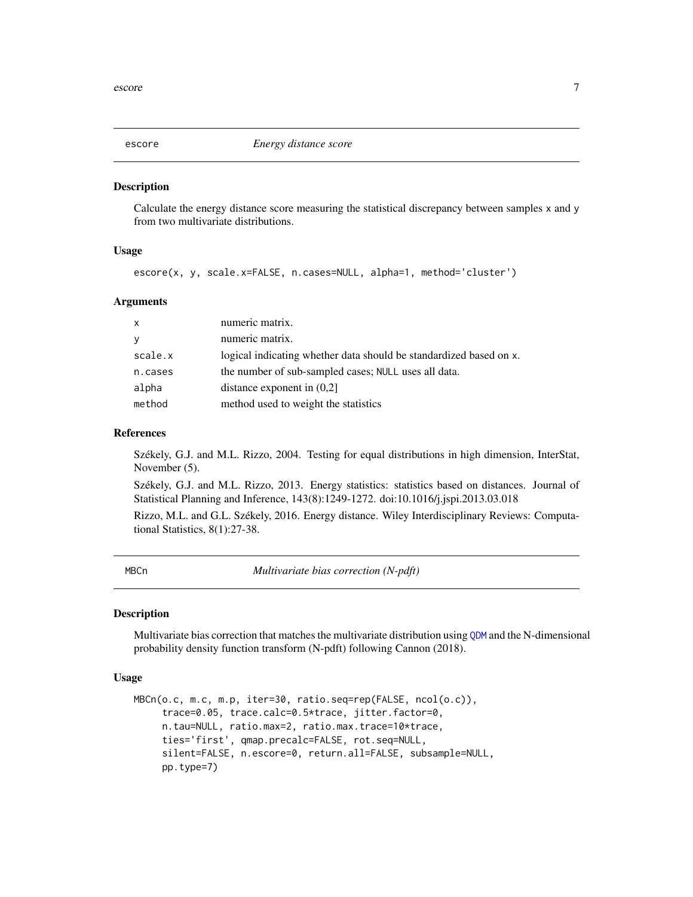## escore — *Energy distance score*

### Description

Calculate the energy distance score measuring the statistical discrepancy between samples `x` and `y` from two multivariate distributions.

### Usage

```
escore(x, y, scale.x=FALSE, n.cases=NULL, alpha=1, method='cluster')
```

### Arguments

| | |
|---|---|
| `x` | numeric matrix. |
| `y` | numeric matrix. |
| `scale.x` | logical indicating whether data should be standardized based on `x`. |
| `n.cases` | the number of sub-sampled cases; `NULL` uses all data. |
| `alpha` | distance exponent in (0,2] |
| `method` | method used to weight the statistics |

### References

Székely, G.J. and M.L. Rizzo, 2004. Testing for equal distributions in high dimension, InterStat, November (5).

Székely, G.J. and M.L. Rizzo, 2013. Energy statistics: statistics based on distances. Journal of Statistical Planning and Inference, 143(8):1249-1272. doi:10.1016/j.jspi.2013.03.018

Rizzo, M.L. and G.L. Székely, 2016. Energy distance. Wiley Interdisciplinary Reviews: Computational Statistics, 8(1):27-38.

## MBCn — *Multivariate bias correction (N-pdft)*

### Description

Multivariate bias correction that matches the multivariate distribution using `QDM` and the N-dimensional probability density function transform (N-pdft) following Cannon (2018).

### Usage

```
MBCn(o.c, m.c, m.p, iter=30, ratio.seq=rep(FALSE, ncol(o.c)),
     trace=0.05, trace.calc=0.5*trace, jitter.factor=0,
     n.tau=NULL, ratio.max=2, ratio.max.trace=10*trace,
     ties='first', qmap.precalc=FALSE, rot.seq=NULL,
     silent=FALSE, n.escore=0, return.all=FALSE, subsample=NULL,
     pp.type=7)
```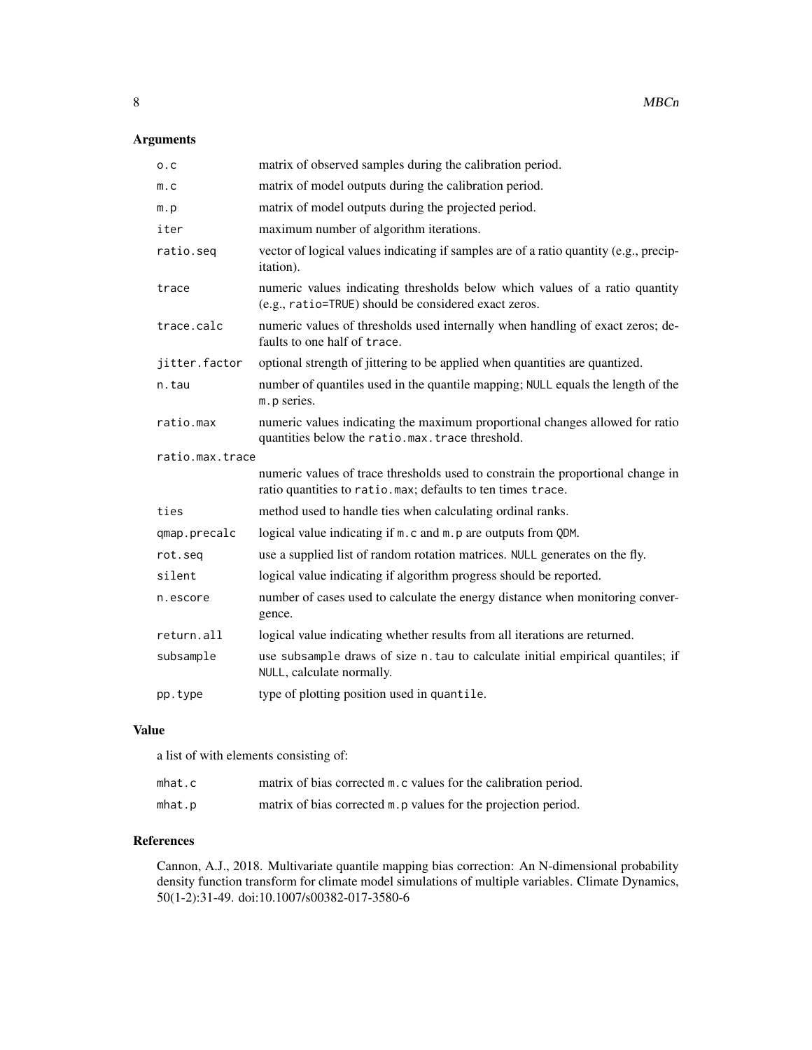## Arguments

| | |
|---|---|
| `o.c` | matrix of observed samples during the calibration period. |
| `m.c` | matrix of model outputs during the calibration period. |
| `m.p` | matrix of model outputs during the projected period. |
| `iter` | maximum number of algorithm iterations. |
| `ratio.seq` | vector of logical values indicating if samples are of a ratio quantity (e.g., precipitation). |
| `trace` | numeric values indicating thresholds below which values of a ratio quantity (e.g., `ratio=TRUE`) should be considered exact zeros. |
| `trace.calc` | numeric values of thresholds used internally when handling of exact zeros; defaults to one half of `trace`. |
| `jitter.factor` | optional strength of jittering to be applied when quantities are quantized. |
| `n.tau` | number of quantiles used in the quantile mapping; `NULL` equals the length of the `m.p` series. |
| `ratio.max` | numeric values indicating the maximum proportional changes allowed for ratio quantities below the `ratio.max.trace` threshold. |
| `ratio.max.trace` | numeric values of trace thresholds used to constrain the proportional change in ratio quantities to `ratio.max`; defaults to ten times `trace`. |
| `ties` | method used to handle ties when calculating ordinal ranks. |
| `qmap.precalc` | logical value indicating if `m.c` and `m.p` are outputs from `QDM`. |
| `rot.seq` | use a supplied list of random rotation matrices. `NULL` generates on the fly. |
| `silent` | logical value indicating if algorithm progress should be reported. |
| `n.escore` | number of cases used to calculate the energy distance when monitoring convergence. |
| `return.all` | logical value indicating whether results from all iterations are returned. |
| `subsample` | use `subsample` draws of size `n.tau` to calculate initial empirical quantiles; if `NULL`, calculate normally. |
| `pp.type` | type of plotting position used in `quantile`. |

## Value

a list of with elements consisting of:

| | |
|---|---|
| `mhat.c` | matrix of bias corrected `m.c` values for the calibration period. |
| `mhat.p` | matrix of bias corrected `m.p` values for the projection period. |

## References

Cannon, A.J., 2018. Multivariate quantile mapping bias correction: An N-dimensional probability density function transform for climate model simulations of multiple variables. Climate Dynamics, 50(1-2):31-49. doi:10.1007/s00382-017-3580-6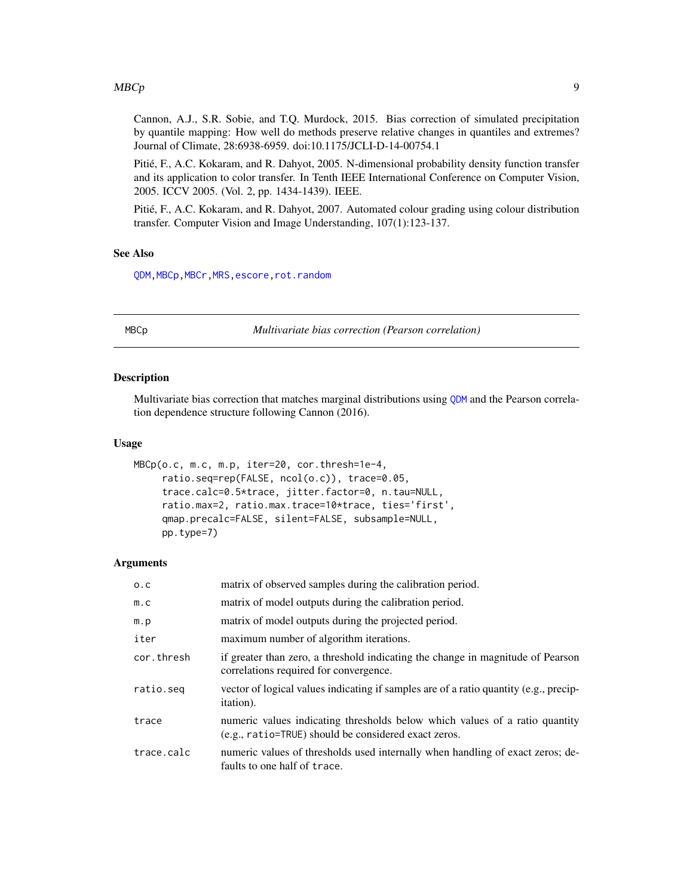Cannon, A.J., S.R. Sobie, and T.Q. Murdock, 2015. Bias correction of simulated precipitation by quantile mapping: How well do methods preserve relative changes in quantiles and extremes? Journal of Climate, 28:6938-6959. doi:10.1175/JCLI-D-14-00754.1

Pitié, F., A.C. Kokaram, and R. Dahyot, 2005. N-dimensional probability density function transfer and its application to color transfer. In Tenth IEEE International Conference on Computer Vision, 2005. ICCV 2005. (Vol. 2, pp. 1434-1439). IEEE.

Pitié, F., A.C. Kokaram, and R. Dahyot, 2007. Automated colour grading using colour distribution transfer. Computer Vision and Image Understanding, 107(1):123-137.

### See Also

QDM, MBCp, MBCr, MRS, escore, rot.random

---

## MBCp — *Multivariate bias correction (Pearson correlation)*

### Description

Multivariate bias correction that matches marginal distributions using QDM and the Pearson correlation dependence structure following Cannon (2016).

### Usage

```
MBCp(o.c, m.c, m.p, iter=20, cor.thresh=1e-4,
     ratio.seq=rep(FALSE, ncol(o.c)), trace=0.05,
     trace.calc=0.5*trace, jitter.factor=0, n.tau=NULL,
     ratio.max=2, ratio.max.trace=10*trace, ties='first',
     qmap.precalc=FALSE, silent=FALSE, subsample=NULL,
     pp.type=7)
```

### Arguments

| Argument | Description |
|---|---|
| o.c | matrix of observed samples during the calibration period. |
| m.c | matrix of model outputs during the calibration period. |
| m.p | matrix of model outputs during the projected period. |
| iter | maximum number of algorithm iterations. |
| cor.thresh | if greater than zero, a threshold indicating the change in magnitude of Pearson correlations required for convergence. |
| ratio.seq | vector of logical values indicating if samples are of a ratio quantity (e.g., precipitation). |
| trace | numeric values indicating thresholds below which values of a ratio quantity (e.g., ratio=TRUE) should be considered exact zeros. |
| trace.calc | numeric values of thresholds used internally when handling of exact zeros; defaults to one half of trace. |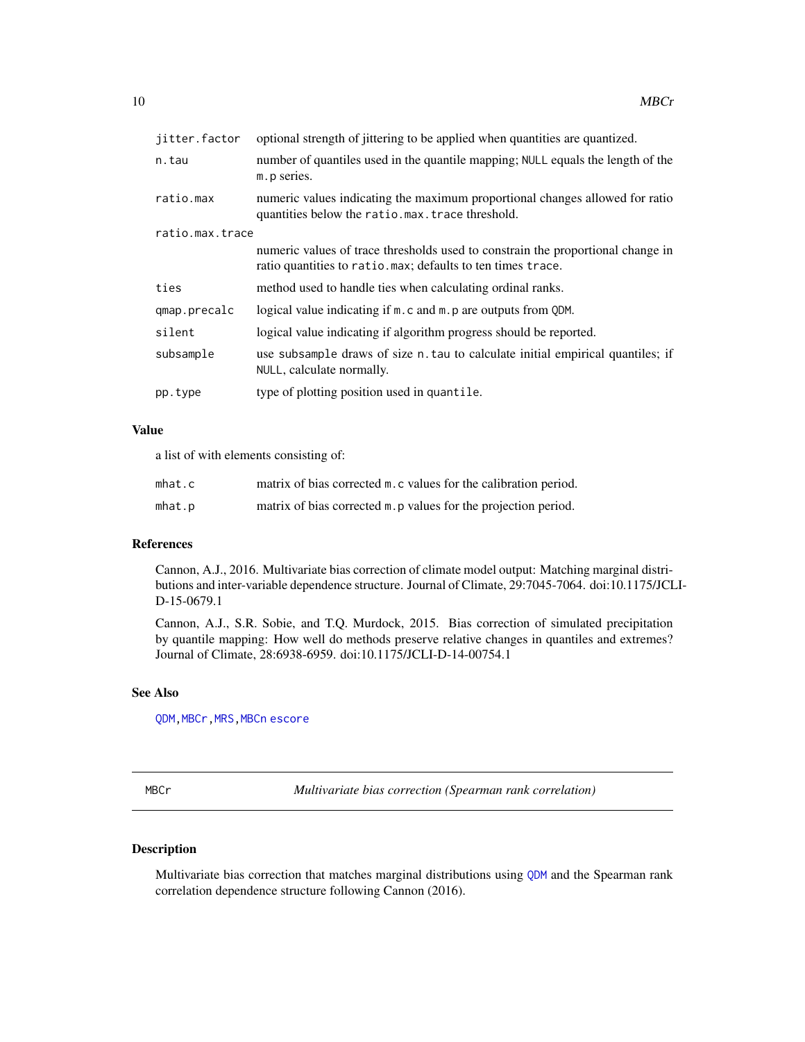| | |
|---|---|
| jitter.factor | optional strength of jittering to be applied when quantities are quantized. |
| n.tau | number of quantiles used in the quantile mapping; NULL equals the length of the m.p series. |
| ratio.max | numeric values indicating the maximum proportional changes allowed for ratio quantities below the ratio.max.trace threshold. |
| ratio.max.trace | numeric values of trace thresholds used to constrain the proportional change in ratio quantities to ratio.max; defaults to ten times trace. |
| ties | method used to handle ties when calculating ordinal ranks. |
| qmap.precalc | logical value indicating if m.c and m.p are outputs from QDM. |
| silent | logical value indicating if algorithm progress should be reported. |
| subsample | use subsample draws of size n.tau to calculate initial empirical quantiles; if NULL, calculate normally. |
| pp.type | type of plotting position used in quantile. |

### Value

a list of with elements consisting of:

| | |
|---|---|
| mhat.c | matrix of bias corrected m.c values for the calibration period. |
| mhat.p | matrix of bias corrected m.p values for the projection period. |

### References

Cannon, A.J., 2016. Multivariate bias correction of climate model output: Matching marginal distributions and inter-variable dependence structure. Journal of Climate, 29:7045-7064. doi:10.1175/JCLI-D-15-0679.1

Cannon, A.J., S.R. Sobie, and T.Q. Murdock, 2015. Bias correction of simulated precipitation by quantile mapping: How well do methods preserve relative changes in quantiles and extremes? Journal of Climate, 28:6938-6959. doi:10.1175/JCLI-D-14-00754.1

### See Also

QDM, MBCr, MRS, MBCn escore

---

## MBCr — *Multivariate bias correction (Spearman rank correlation)*

### Description

Multivariate bias correction that matches marginal distributions using QDM and the Spearman rank correlation dependence structure following Cannon (2016).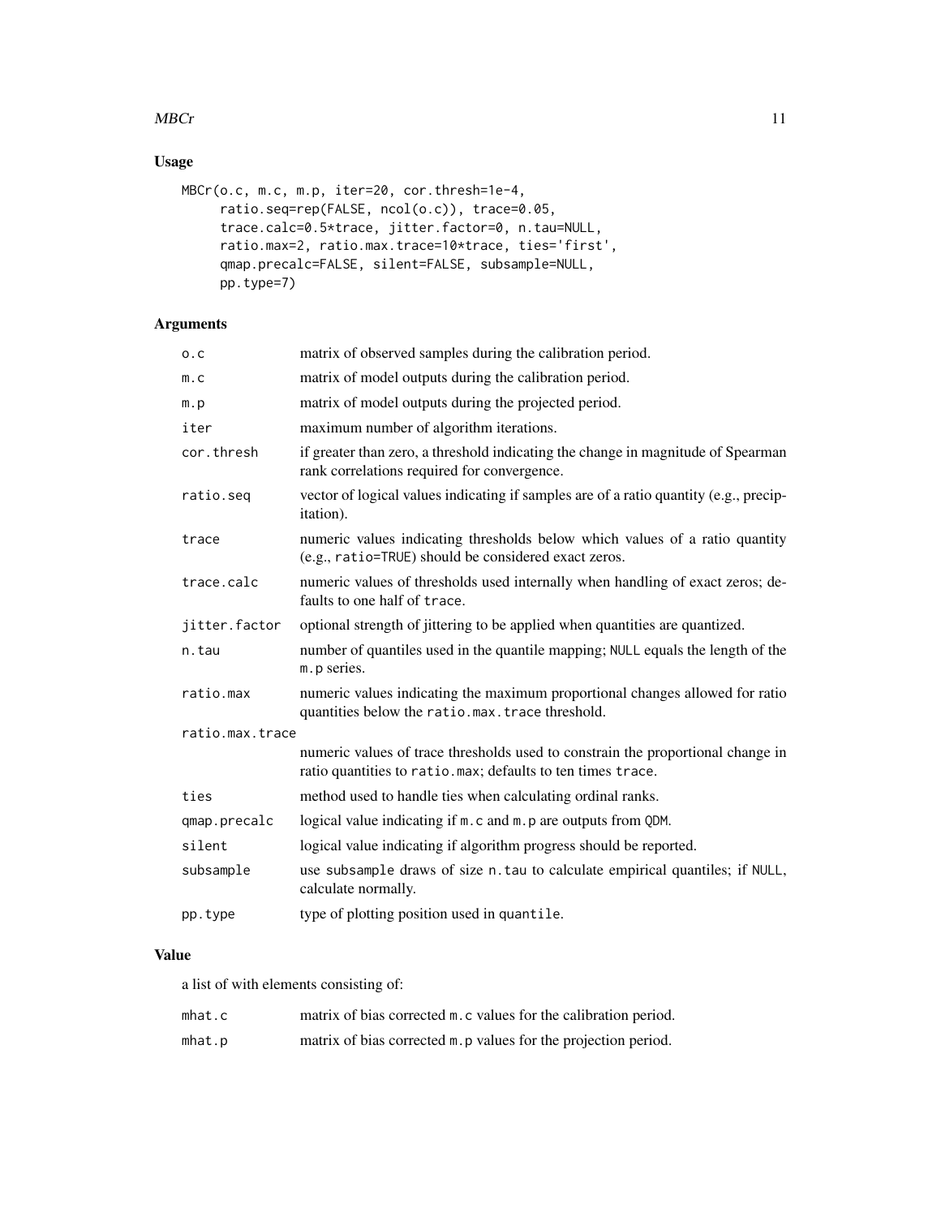## Usage

```
MBCr(o.c, m.c, m.p, iter=20, cor.thresh=1e-4,
     ratio.seq=rep(FALSE, ncol(o.c)), trace=0.05,
     trace.calc=0.5*trace, jitter.factor=0, n.tau=NULL,
     ratio.max=2, ratio.max.trace=10*trace, ties='first',
     qmap.precalc=FALSE, silent=FALSE, subsample=NULL,
     pp.type=7)
```

## Arguments

| | |
|---|---|
| `o.c` | matrix of observed samples during the calibration period. |
| `m.c` | matrix of model outputs during the calibration period. |
| `m.p` | matrix of model outputs during the projected period. |
| `iter` | maximum number of algorithm iterations. |
| `cor.thresh` | if greater than zero, a threshold indicating the change in magnitude of Spearman rank correlations required for convergence. |
| `ratio.seq` | vector of logical values indicating if samples are of a ratio quantity (e.g., precipitation). |
| `trace` | numeric values indicating thresholds below which values of a ratio quantity (e.g., `ratio=TRUE`) should be considered exact zeros. |
| `trace.calc` | numeric values of thresholds used internally when handling of exact zeros; defaults to one half of `trace`. |
| `jitter.factor` | optional strength of jittering to be applied when quantities are quantized. |
| `n.tau` | number of quantiles used in the quantile mapping; `NULL` equals the length of the `m.p` series. |
| `ratio.max` | numeric values indicating the maximum proportional changes allowed for ratio quantities below the `ratio.max.trace` threshold. |
| `ratio.max.trace` | numeric values of trace thresholds used to constrain the proportional change in ratio quantities to `ratio.max`; defaults to ten times `trace`. |
| `ties` | method used to handle ties when calculating ordinal ranks. |
| `qmap.precalc` | logical value indicating if `m.c` and `m.p` are outputs from `QDM`. |
| `silent` | logical value indicating if algorithm progress should be reported. |
| `subsample` | use `subsample` draws of size `n.tau` to calculate empirical quantiles; if `NULL`, calculate normally. |
| `pp.type` | type of plotting position used in `quantile`. |

## Value

a list of with elements consisting of:

| | |
|---|---|
| `mhat.c` | matrix of bias corrected `m.c` values for the calibration period. |
| `mhat.p` | matrix of bias corrected `m.p` values for the projection period. |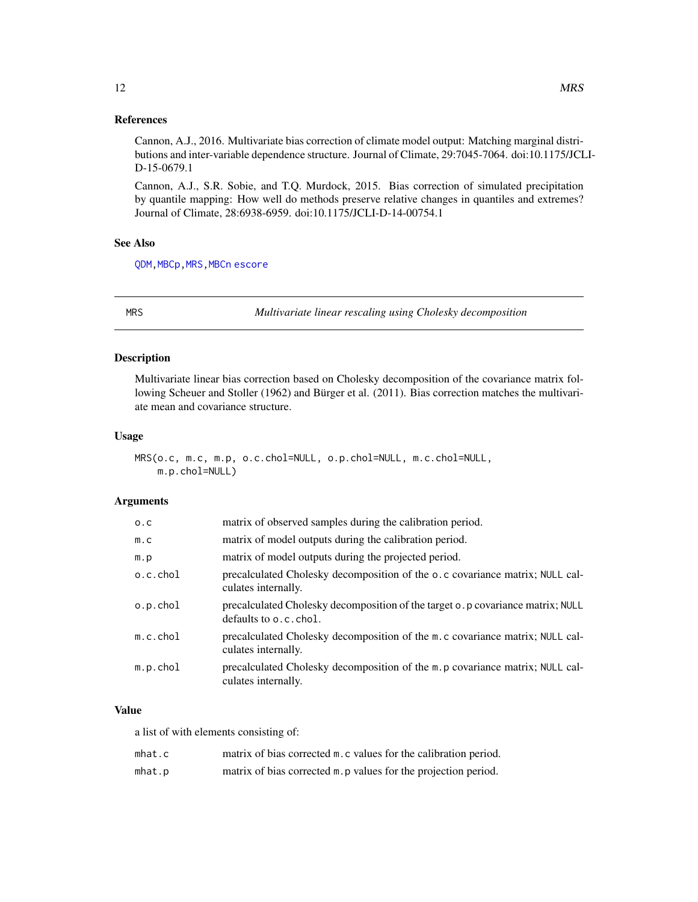### References

Cannon, A.J., 2016. Multivariate bias correction of climate model output: Matching marginal distributions and inter-variable dependence structure. Journal of Climate, 29:7045-7064. doi:10.1175/JCLI-D-15-0679.1

Cannon, A.J., S.R. Sobie, and T.Q. Murdock, 2015. Bias correction of simulated precipitation by quantile mapping: How well do methods preserve relative changes in quantiles and extremes? Journal of Climate, 28:6938-6959. doi:10.1175/JCLI-D-14-00754.1

### See Also

QDM, MBCp, MRS, MBCn escore

---

## MRS — *Multivariate linear rescaling using Cholesky decomposition*

### Description

Multivariate linear bias correction based on Cholesky decomposition of the covariance matrix following Scheuer and Stoller (1962) and Bürger et al. (2011). Bias correction matches the multivariate mean and covariance structure.

### Usage

```
MRS(o.c, m.c, m.p, o.c.chol=NULL, o.p.chol=NULL, m.c.chol=NULL,
    m.p.chol=NULL)
```

### Arguments

| | |
|---|---|
| o.c | matrix of observed samples during the calibration period. |
| m.c | matrix of model outputs during the calibration period. |
| m.p | matrix of model outputs during the projected period. |
| o.c.chol | precalculated Cholesky decomposition of the o.c covariance matrix; NULL calculates internally. |
| o.p.chol | precalculated Cholesky decomposition of the target o.p covariance matrix; NULL defaults to o.c.chol. |
| m.c.chol | precalculated Cholesky decomposition of the m.c covariance matrix; NULL calculates internally. |
| m.p.chol | precalculated Cholesky decomposition of the m.p covariance matrix; NULL calculates internally. |

### Value

a list of with elements consisting of:

| | |
|---|---|
| mhat.c | matrix of bias corrected m.c values for the calibration period. |
| mhat.p | matrix of bias corrected m.p values for the projection period. |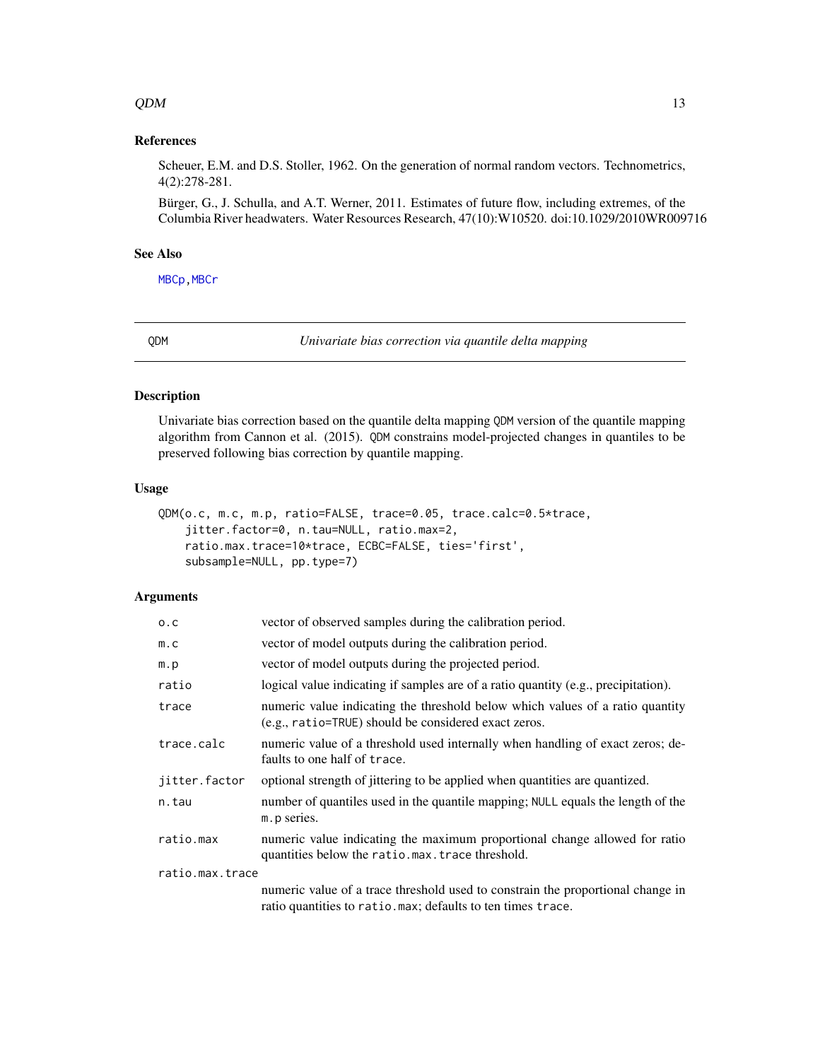### References

Scheuer, E.M. and D.S. Stoller, 1962. On the generation of normal random vectors. Technometrics, 4(2):278-281.

Bürger, G., J. Schulla, and A.T. Werner, 2011. Estimates of future flow, including extremes, of the Columbia River headwaters. Water Resources Research, 47(10):W10520. doi:10.1029/2010WR009716

### See Also

MBCp, MBCr

---

## QDM — *Univariate bias correction via quantile delta mapping*

### Description

Univariate bias correction based on the quantile delta mapping QDM version of the quantile mapping algorithm from Cannon et al. (2015). QDM constrains model-projected changes in quantiles to be preserved following bias correction by quantile mapping.

### Usage

```
QDM(o.c, m.c, m.p, ratio=FALSE, trace=0.05, trace.calc=0.5*trace,
    jitter.factor=0, n.tau=NULL, ratio.max=2,
    ratio.max.trace=10*trace, ECBC=FALSE, ties='first',
    subsample=NULL, pp.type=7)
```

### Arguments

| | |
|---|---|
| o.c | vector of observed samples during the calibration period. |
| m.c | vector of model outputs during the calibration period. |
| m.p | vector of model outputs during the projected period. |
| ratio | logical value indicating if samples are of a ratio quantity (e.g., precipitation). |
| trace | numeric value indicating the threshold below which values of a ratio quantity (e.g., ratio=TRUE) should be considered exact zeros. |
| trace.calc | numeric value of a threshold used internally when handling of exact zeros; defaults to one half of trace. |
| jitter.factor | optional strength of jittering to be applied when quantities are quantized. |
| n.tau | number of quantiles used in the quantile mapping; NULL equals the length of the m.p series. |
| ratio.max | numeric value indicating the maximum proportional change allowed for ratio quantities below the ratio.max.trace threshold. |
| ratio.max.trace | numeric value of a trace threshold used to constrain the proportional change in ratio quantities to ratio.max; defaults to ten times trace. |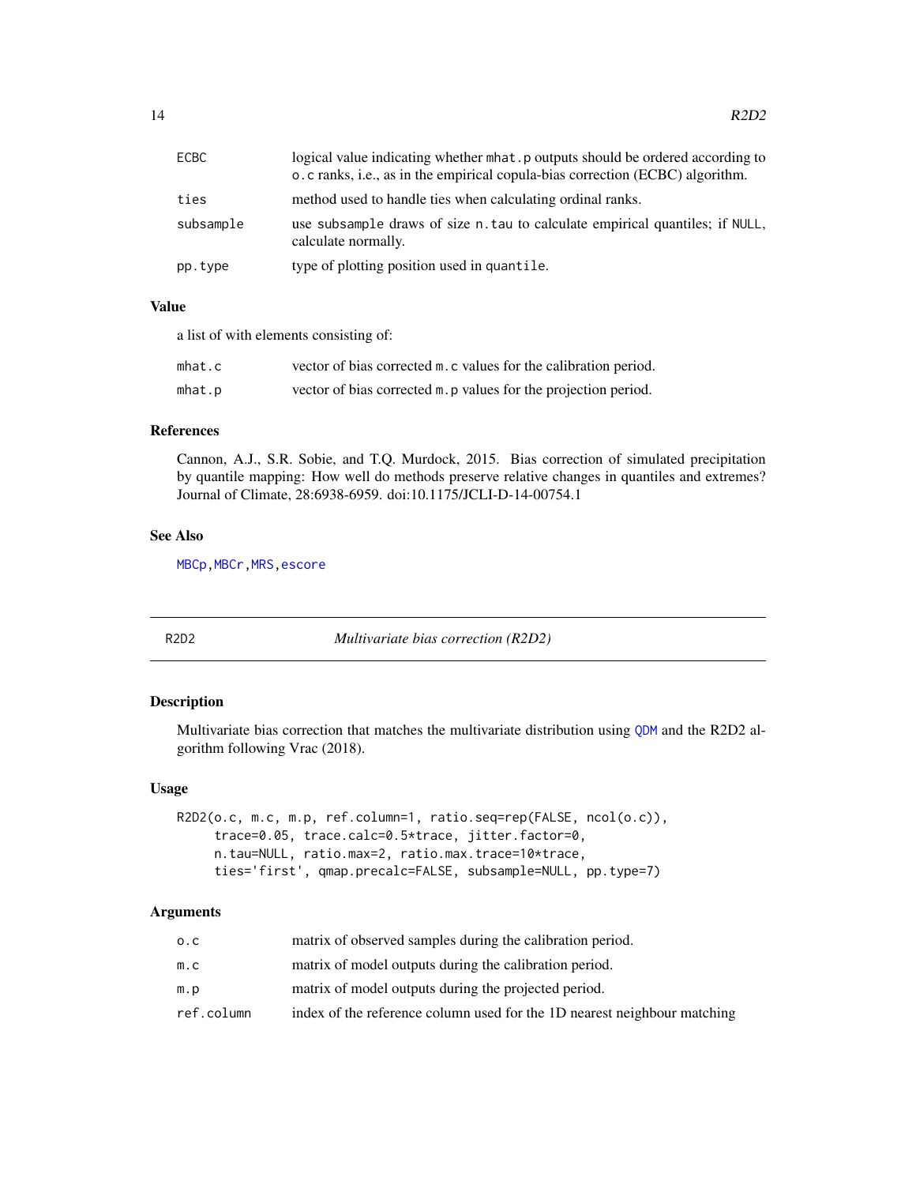| | |
|---|---|
| ECBC | logical value indicating whether mhat.p outputs should be ordered according to o.c ranks, i.e., as in the empirical copula-bias correction (ECBC) algorithm. |
| ties | method used to handle ties when calculating ordinal ranks. |
| subsample | use subsample draws of size n.tau to calculate empirical quantiles; if NULL, calculate normally. |
| pp.type | type of plotting position used in quantile. |

### Value

a list of with elements consisting of:

| | |
|---|---|
| mhat.c | vector of bias corrected m.c values for the calibration period. |
| mhat.p | vector of bias corrected m.p values for the projection period. |

### References

Cannon, A.J., S.R. Sobie, and T.Q. Murdock, 2015. Bias correction of simulated precipitation by quantile mapping: How well do methods preserve relative changes in quantiles and extremes? Journal of Climate, 28:6938-6959. doi:10.1175/JCLI-D-14-00754.1

### See Also

MBCp, MBCr, MRS, escore

---

## R2D2 — *Multivariate bias correction (R2D2)*

### Description

Multivariate bias correction that matches the multivariate distribution using QDM and the R2D2 algorithm following Vrac (2018).

### Usage

```
R2D2(o.c, m.c, m.p, ref.column=1, ratio.seq=rep(FALSE, ncol(o.c)),
     trace=0.05, trace.calc=0.5*trace, jitter.factor=0,
     n.tau=NULL, ratio.max=2, ratio.max.trace=10*trace,
     ties='first', qmap.precalc=FALSE, subsample=NULL, pp.type=7)
```

### Arguments

| | |
|---|---|
| o.c | matrix of observed samples during the calibration period. |
| m.c | matrix of model outputs during the calibration period. |
| m.p | matrix of model outputs during the projected period. |
| ref.column | index of the reference column used for the 1D nearest neighbour matching |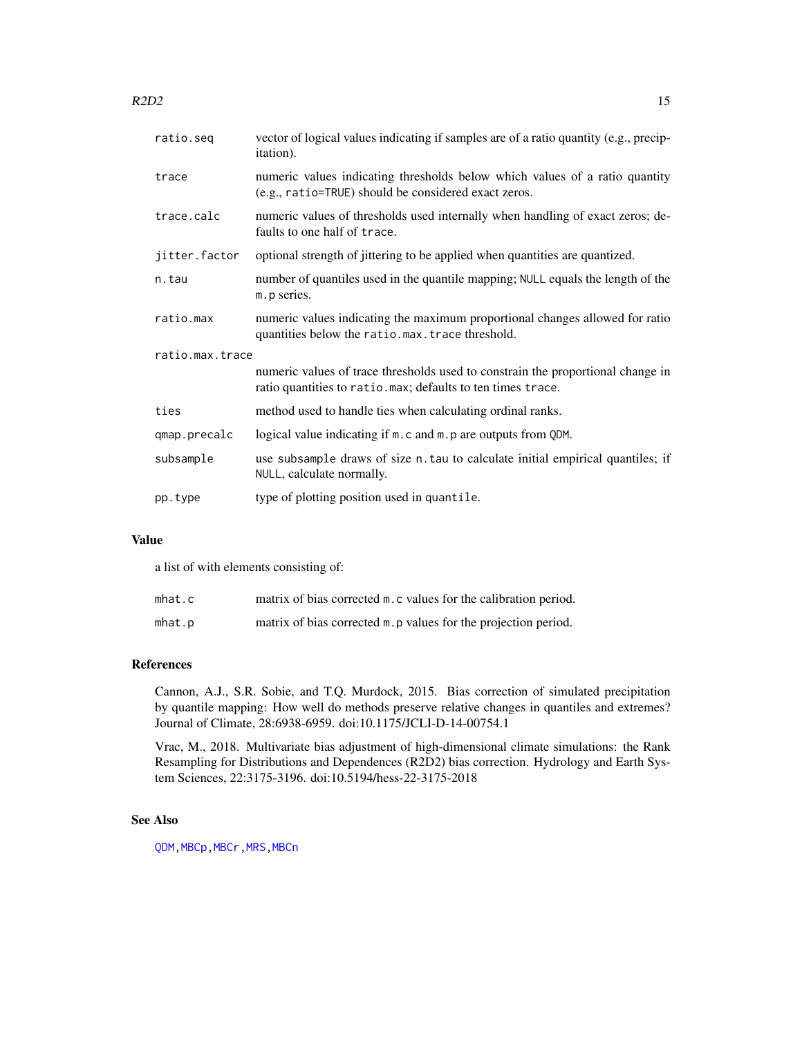| | |
|---|---|
| ratio.seq | vector of logical values indicating if samples are of a ratio quantity (e.g., precipitation). |
| trace | numeric values indicating thresholds below which values of a ratio quantity (e.g., `ratio=TRUE`) should be considered exact zeros. |
| trace.calc | numeric values of thresholds used internally when handling of exact zeros; defaults to one half of `trace`. |
| jitter.factor | optional strength of jittering to be applied when quantities are quantized. |
| n.tau | number of quantiles used in the quantile mapping; `NULL` equals the length of the `m.p` series. |
| ratio.max | numeric values indicating the maximum proportional changes allowed for ratio quantities below the `ratio.max.trace` threshold. |
| ratio.max.trace | numeric values of trace thresholds used to constrain the proportional change in ratio quantities to `ratio.max`; defaults to ten times `trace`. |
| ties | method used to handle ties when calculating ordinal ranks. |
| qmap.precalc | logical value indicating if `m.c` and `m.p` are outputs from `QDM`. |
| subsample | use `subsample` draws of size `n.tau` to calculate initial empirical quantiles; if `NULL`, calculate normally. |
| pp.type | type of plotting position used in `quantile`. |

## Value

a list of with elements consisting of:

| | |
|---|---|
| mhat.c | matrix of bias corrected `m.c` values for the calibration period. |
| mhat.p | matrix of bias corrected `m.p` values for the projection period. |

## References

Cannon, A.J., S.R. Sobie, and T.Q. Murdock, 2015. Bias correction of simulated precipitation by quantile mapping: How well do methods preserve relative changes in quantiles and extremes? Journal of Climate, 28:6938-6959. doi:10.1175/JCLI-D-14-00754.1

Vrac, M., 2018. Multivariate bias adjustment of high-dimensional climate simulations: the Rank Resampling for Distributions and Dependences (R2D2) bias correction. Hydrology and Earth System Sciences, 22:3175-3196. doi:10.5194/hess-22-3175-2018

## See Also

`QDM`, `MBCp`, `MBCr`, `MRS`, `MBCn`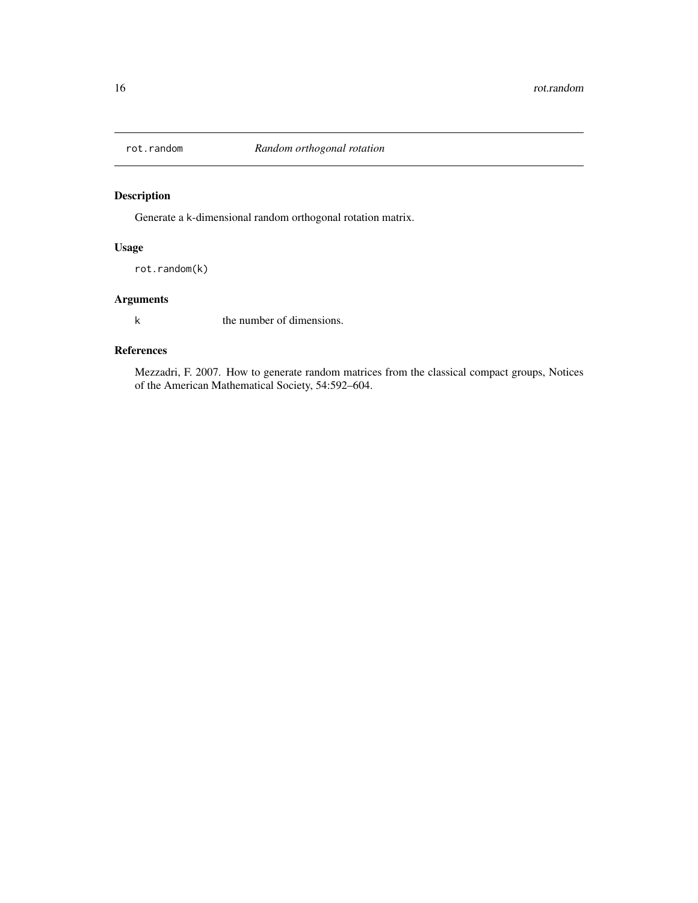## rot.random — *Random orthogonal rotation*

### Description

Generate a k-dimensional random orthogonal rotation matrix.

### Usage

```
rot.random(k)
```

### Arguments

| | |
|---|---|
| k | the number of dimensions. |

### References

Mezzadri, F. 2007. How to generate random matrices from the classical compact groups, Notices of the American Mathematical Society, 54:592–604.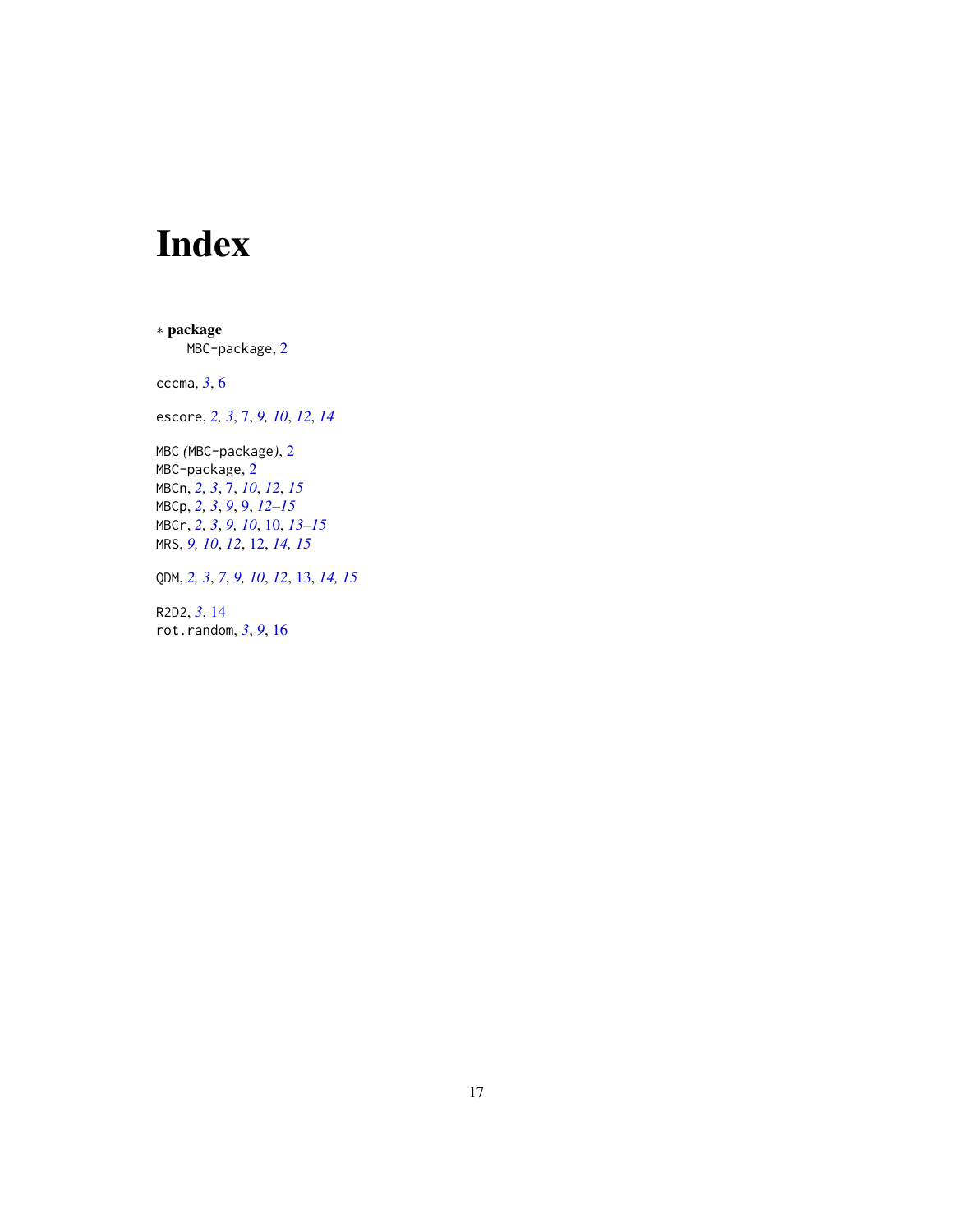# Index

∗ **package**
  MBC-package, 2

cccma, *3*, 6

escore, *2, 3*, 7, *9, 10*, *12*, *14*

MBC *(*MBC-package*)*, 2
MBC-package, 2
MBCn, *2, 3*, 7, *10*, *12*, *15*
MBCp, *2, 3*, *9*, 9, *12–15*
MBCr, *2, 3*, *9, 10*, 10, *13–15*
MRS, *9, 10*, *12*, 12, *14, 15*

QDM, *2, 3*, *7*, *9, 10*, *12*, 13, *14, 15*

R2D2, *3*, 14
rot.random, *3*, *9*, 16